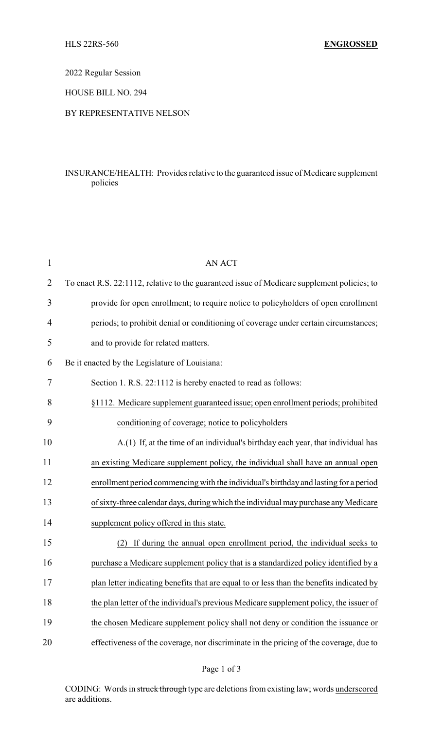HLS 22RS-560 **ENGROSSED**

2022 Regular Session

HOUSE BILL NO. 294

BY REPRESENTATIVE NELSON

INSURANCE/HEALTH: Provides relative to the guaranteed issue of Medicare supplement policies

AN ACT

To enact R.S. 22:1112, relative to the guaranteed issue of Medicare supplement policies; to provide for open enrollment; to require notice to policyholders of open enrollment periods; to prohibit denial or conditioning of coverage under certain circumstances; and to provide for related matters.

Be it enacted by the Legislature of Louisiana:

Section 1. R.S. 22:1112 is hereby enacted to read as follows:

§1112. Medicare supplement guaranteed issue; open enrollment periods; prohibited conditioning of coverage; notice to policyholders

A.(1) If, at the time of an individual's birthday each year, that individual has an existing Medicare supplement policy, the individual shall have an annual open enrollment period commencing with the individual's birthday and lasting for a period of sixty-three calendar days, during which the individual may purchase any Medicare supplement policy offered in this state.

(2) If during the annual open enrollment period, the individual seeks to purchase a Medicare supplement policy that is a standardized policy identified by a plan letter indicating benefits that are equal to or less than the benefits indicated by the plan letter of the individual's previous Medicare supplement policy, the issuer of the chosen Medicare supplement policy shall not deny or condition the issuance or effectiveness of the coverage, nor discriminate in the pricing of the coverage, due to

CODING: Words in ~~struck through~~ type are deletions from existing law; words underscored are additions.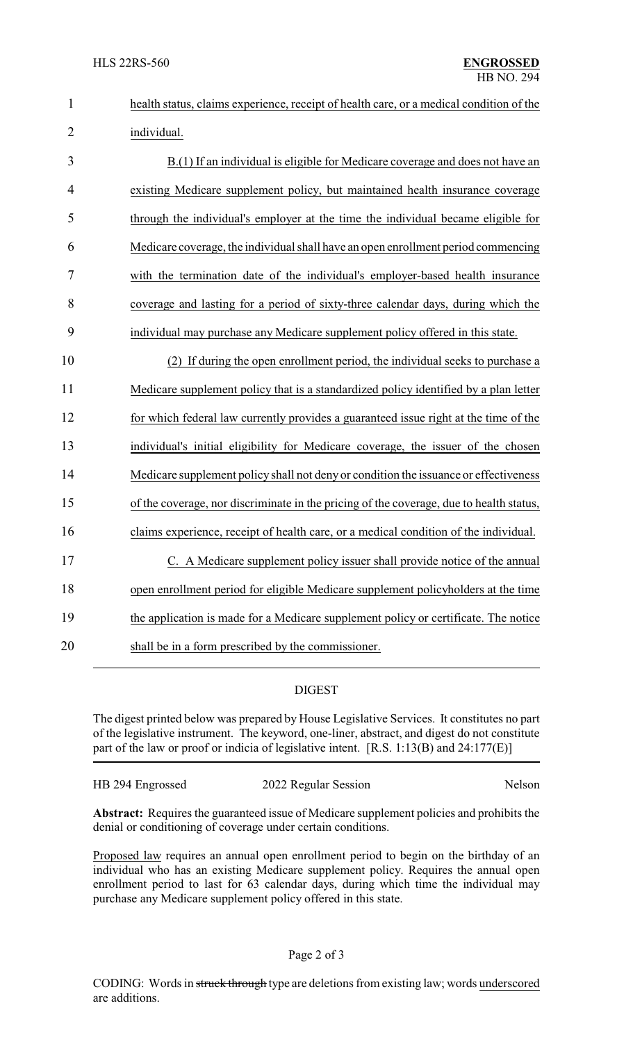health status, claims experience, receipt of health care, or a medical condition of the individual.

B.(1) If an individual is eligible for Medicare coverage and does not have an existing Medicare supplement policy, but maintained health insurance coverage through the individual's employer at the time the individual became eligible for Medicare coverage, the individual shall have an open enrollment period commencing with the termination date of the individual's employer-based health insurance coverage and lasting for a period of sixty-three calendar days, during which the individual may purchase any Medicare supplement policy offered in this state.

(2) If during the open enrollment period, the individual seeks to purchase a Medicare supplement policy that is a standardized policy identified by a plan letter for which federal law currently provides a guaranteed issue right at the time of the individual's initial eligibility for Medicare coverage, the issuer of the chosen Medicare supplement policy shall not deny or condition the issuance or effectiveness of the coverage, nor discriminate in the pricing of the coverage, due to health status, claims experience, receipt of health care, or a medical condition of the individual.

C. A Medicare supplement policy issuer shall provide notice of the annual open enrollment period for eligible Medicare supplement policyholders at the time the application is made for a Medicare supplement policy or certificate. The notice shall be in a form prescribed by the commissioner.

## DIGEST

The digest printed below was prepared by House Legislative Services. It constitutes no part of the legislative instrument. The keyword, one-liner, abstract, and digest do not constitute part of the law or proof or indicia of legislative intent. [R.S. 1:13(B) and 24:177(E)]

HB 294 Engrossed — 2022 Regular Session — Nelson

**Abstract:** Requires the guaranteed issue of Medicare supplement policies and prohibits the denial or conditioning of coverage under certain conditions.

Proposed law requires an annual open enrollment period to begin on the birthday of an individual who has an existing Medicare supplement policy. Requires the annual open enrollment period to last for 63 calendar days, during which time the individual may purchase any Medicare supplement policy offered in this state.

CODING: Words in ~~struck through~~ type are deletions from existing law; words underscored are additions.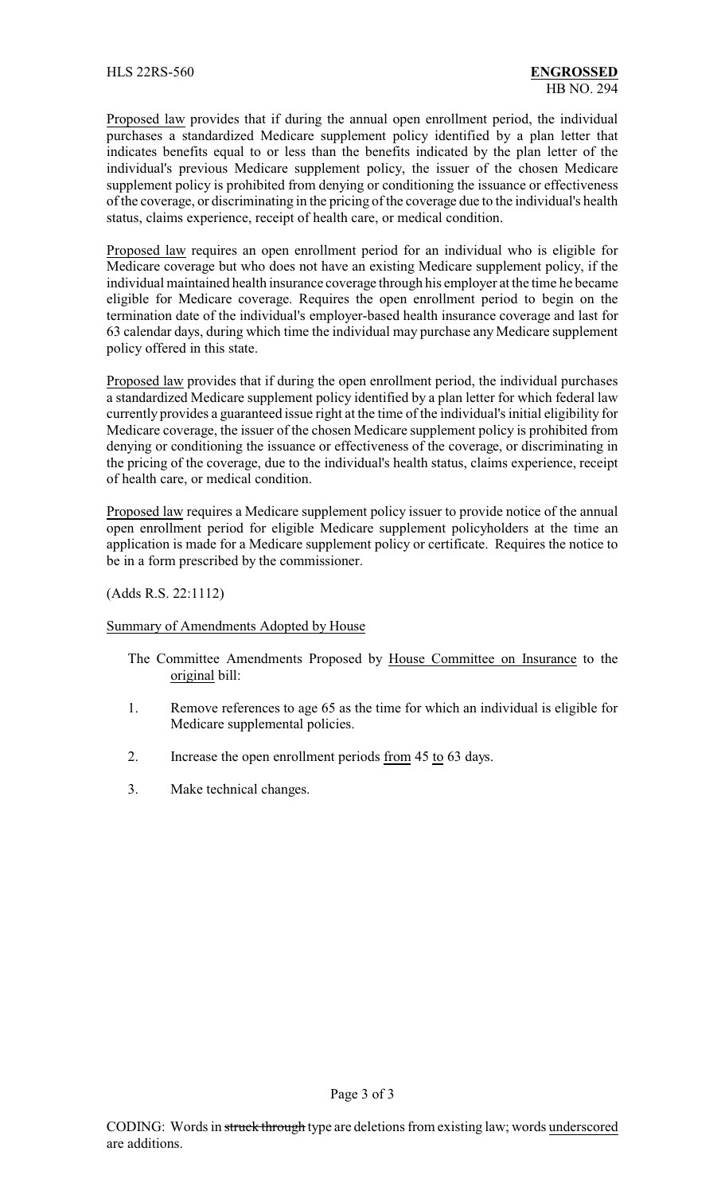Proposed law provides that if during the annual open enrollment period, the individual purchases a standardized Medicare supplement policy identified by a plan letter that indicates benefits equal to or less than the benefits indicated by the plan letter of the individual's previous Medicare supplement policy, the issuer of the chosen Medicare supplement policy is prohibited from denying or conditioning the issuance or effectiveness of the coverage, or discriminating in the pricing of the coverage due to the individual's health status, claims experience, receipt of health care, or medical condition.

Proposed law requires an open enrollment period for an individual who is eligible for Medicare coverage but who does not have an existing Medicare supplement policy, if the individual maintained health insurance coverage through his employer at the time he became eligible for Medicare coverage. Requires the open enrollment period to begin on the termination date of the individual's employer-based health insurance coverage and last for 63 calendar days, during which time the individual may purchase any Medicare supplement policy offered in this state.

Proposed law provides that if during the open enrollment period, the individual purchases a standardized Medicare supplement policy identified by a plan letter for which federal law currently provides a guaranteed issue right at the time of the individual's initial eligibility for Medicare coverage, the issuer of the chosen Medicare supplement policy is prohibited from denying or conditioning the issuance or effectiveness of the coverage, or discriminating in the pricing of the coverage, due to the individual's health status, claims experience, receipt of health care, or medical condition.

Proposed law requires a Medicare supplement policy issuer to provide notice of the annual open enrollment period for eligible Medicare supplement policyholders at the time an application is made for a Medicare supplement policy or certificate. Requires the notice to be in a form prescribed by the commissioner.

(Adds R.S. 22:1112)

Summary of Amendments Adopted by House

The Committee Amendments Proposed by House Committee on Insurance to the original bill:

1. Remove references to age 65 as the time for which an individual is eligible for Medicare supplemental policies.
2. Increase the open enrollment periods from 45 to 63 days.
3. Make technical changes.

CODING: Words in ~~struck through~~ type are deletions from existing law; words underscored are additions.